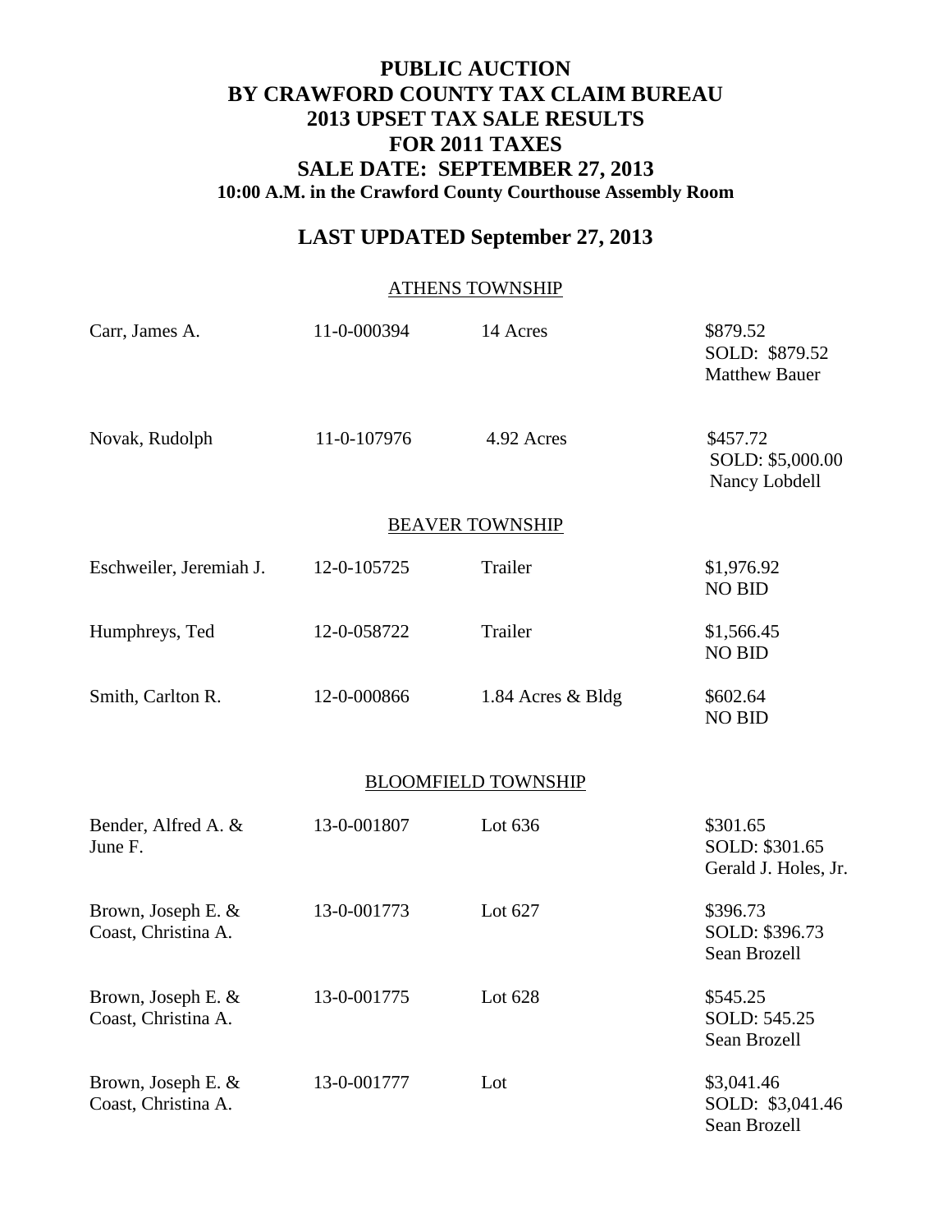# PUBLIC AUCTION
# BY CRAWFORD COUNTY TAX CLAIM BUREAU
# 2013 UPSET TAX SALE RESULTS
# FOR 2011 TAXES
# SALE DATE: SEPTEMBER 27, 2013

**10:00 A.M. in the Crawford County Courthouse Assembly Room**

## LAST UPDATED September 27, 2013

### ATHENS TOWNSHIP

| Owner | Parcel | Description | Amount / Result |
|---|---|---|---|
| Carr, James A. | 11-0-000394 | 14 Acres | $879.52<br>SOLD: $879.52<br>Matthew Bauer |
| Novak, Rudolph | 11-0-107976 | 4.92 Acres | $457.72<br>SOLD: $5,000.00<br>Nancy Lobdell |

### BEAVER TOWNSHIP

| Owner | Parcel | Description | Amount / Result |
|---|---|---|---|
| Eschweiler, Jeremiah J. | 12-0-105725 | Trailer | $1,976.92<br>NO BID |
| Humphreys, Ted | 12-0-058722 | Trailer | $1,566.45<br>NO BID |
| Smith, Carlton R. | 12-0-000866 | 1.84 Acres & Bldg | $602.64<br>NO BID |

### BLOOMFIELD TOWNSHIP

| Owner | Parcel | Description | Amount / Result |
|---|---|---|---|
| Bender, Alfred A. & June F. | 13-0-001807 | Lot 636 | $301.65<br>SOLD: $301.65<br>Gerald J. Holes, Jr. |
| Brown, Joseph E. & Coast, Christina A. | 13-0-001773 | Lot 627 | $396.73<br>SOLD: $396.73<br>Sean Brozell |
| Brown, Joseph E. & Coast, Christina A. | 13-0-001775 | Lot 628 | $545.25<br>SOLD: 545.25<br>Sean Brozell |
| Brown, Joseph E. & Coast, Christina A. | 13-0-001777 | Lot | $3,041.46<br>SOLD: $3,041.46<br>Sean Brozell |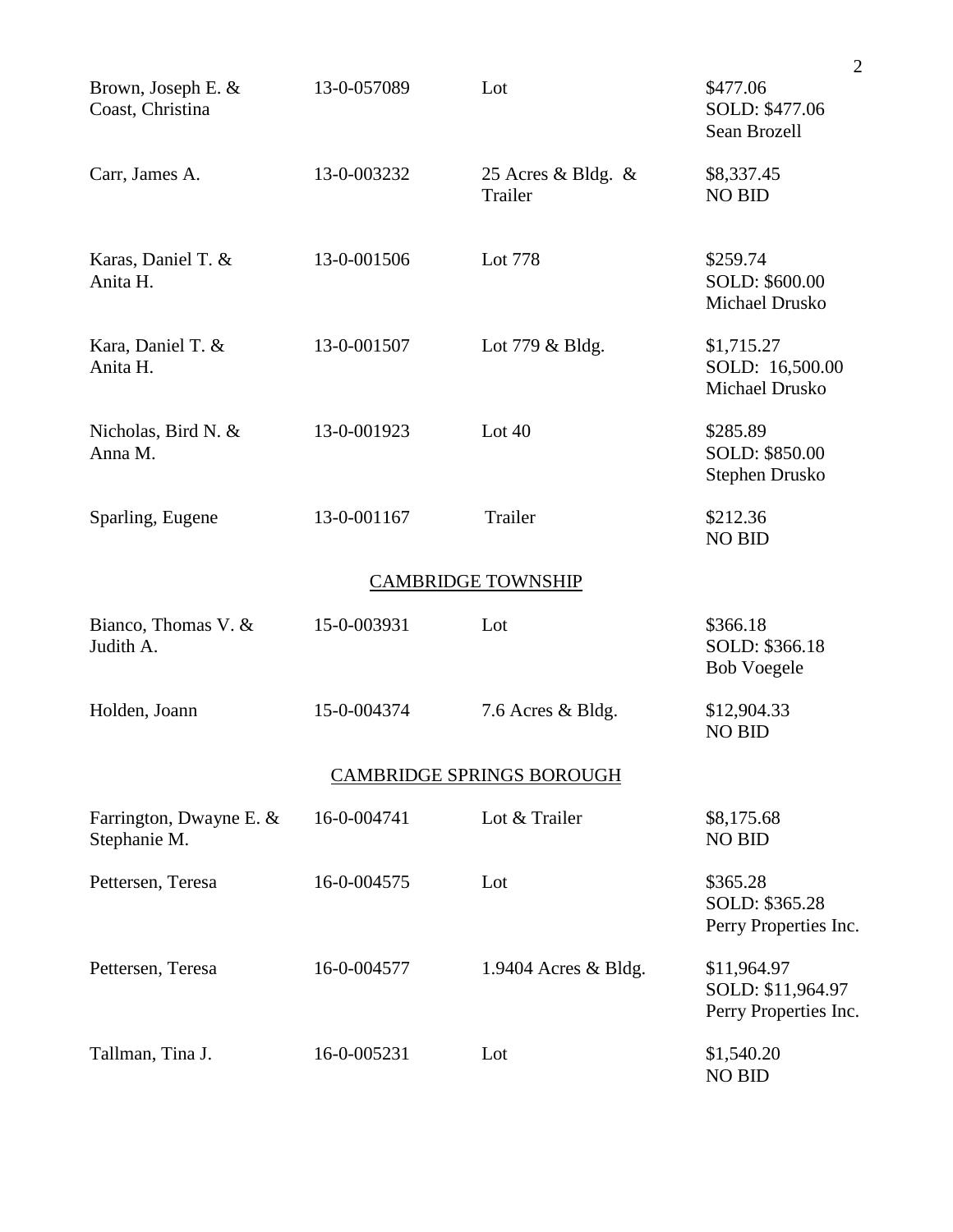| | | | |
|---|---|---|---|
| Brown, Joseph E. & Coast, Christina | 13-0-057089 | Lot | $477.06 SOLD: $477.06 Sean Brozell |
| Carr, James A. | 13-0-003232 | 25 Acres & Bldg. & Trailer | $8,337.45 NO BID |
| Karas, Daniel T. & Anita H. | 13-0-001506 | Lot 778 | $259.74 SOLD: $600.00 Michael Drusko |
| Kara, Daniel T. & Anita H. | 13-0-001507 | Lot 779 & Bldg. | $1,715.27 SOLD: 16,500.00 Michael Drusko |
| Nicholas, Bird N. & Anna M. | 13-0-001923 | Lot 40 | $285.89 SOLD: $850.00 Stephen Drusko |
| Sparling, Eugene | 13-0-001167 | Trailer | $212.36 NO BID |

## CAMBRIDGE TOWNSHIP

| | | | |
|---|---|---|---|
| Bianco, Thomas V. & Judith A. | 15-0-003931 | Lot | $366.18 SOLD: $366.18 Bob Voegele |
| Holden, Joann | 15-0-004374 | 7.6 Acres & Bldg. | $12,904.33 NO BID |

## CAMBRIDGE SPRINGS BOROUGH

| | | | |
|---|---|---|---|
| Farrington, Dwayne E. & Stephanie M. | 16-0-004741 | Lot & Trailer | $8,175.68 NO BID |
| Pettersen, Teresa | 16-0-004575 | Lot | $365.28 SOLD: $365.28 Perry Properties Inc. |
| Pettersen, Teresa | 16-0-004577 | 1.9404 Acres & Bldg. | $11,964.97 SOLD: $11,964.97 Perry Properties Inc. |
| Tallman, Tina J. | 16-0-005231 | Lot | $1,540.20 NO BID |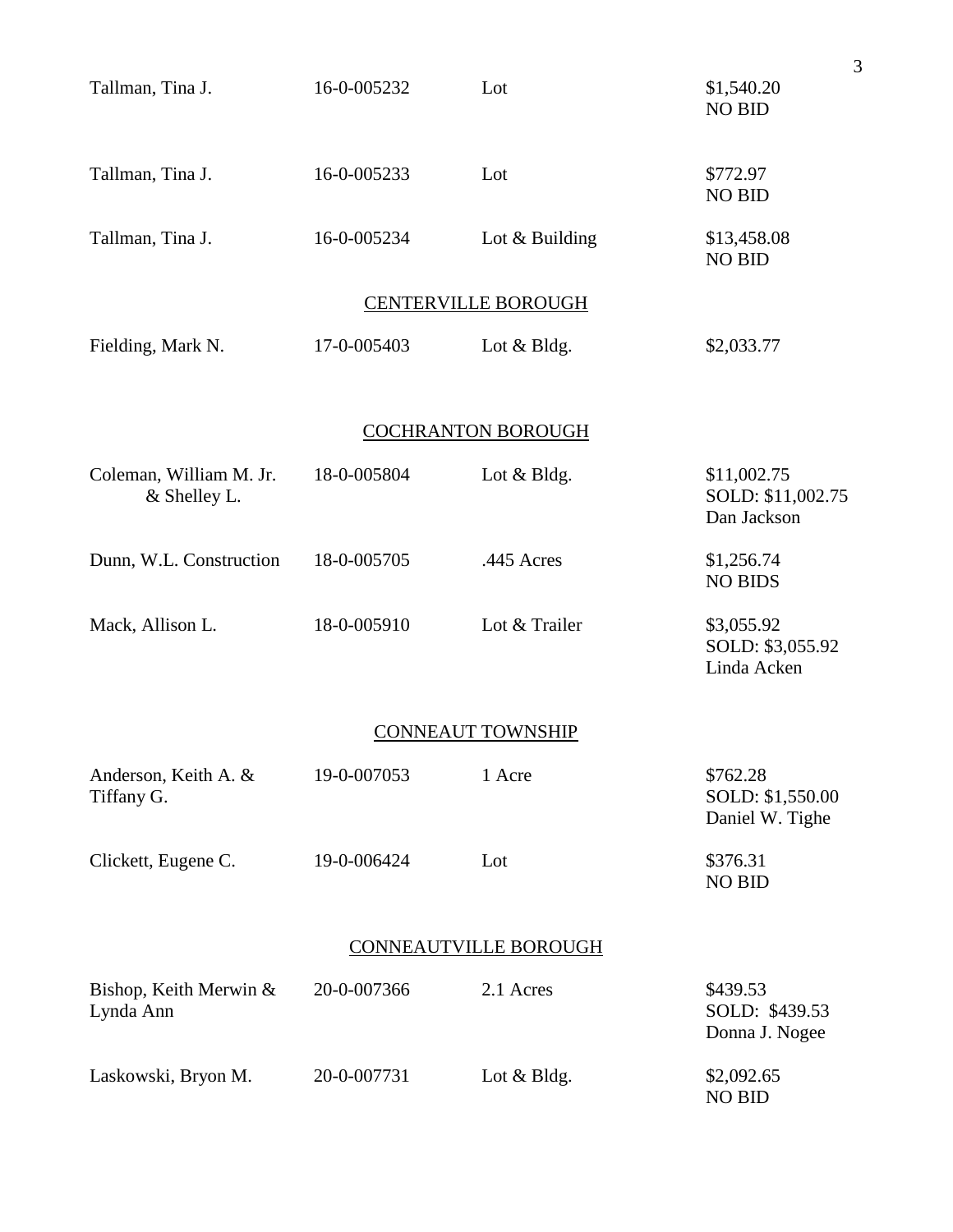| | | | |
|---|---|---|---|
| Tallman, Tina J. | 16-0-005232 | Lot | $1,540.20<br>NO BID |
| Tallman, Tina J. | 16-0-005233 | Lot | $772.97<br>NO BID |
| Tallman, Tina J. | 16-0-005234 | Lot & Building | $13,458.08<br>NO BID |

## CENTERVILLE BOROUGH

| | | | |
|---|---|---|---|
| Fielding, Mark N. | 17-0-005403 | Lot & Bldg. | $2,033.77 |

## COCHRANTON BOROUGH

| | | | |
|---|---|---|---|
| Coleman, William M. Jr. & Shelley L. | 18-0-005804 | Lot & Bldg. | $11,002.75<br>SOLD: $11,002.75<br>Dan Jackson |
| Dunn, W.L. Construction | 18-0-005705 | .445 Acres | $1,256.74<br>NO BIDS |
| Mack, Allison L. | 18-0-005910 | Lot & Trailer | $3,055.92<br>SOLD: $3,055.92<br>Linda Acken |

## CONNEAUT TOWNSHIP

| | | | |
|---|---|---|---|
| Anderson, Keith A. & Tiffany G. | 19-0-007053 | 1 Acre | $762.28<br>SOLD: $1,550.00<br>Daniel W. Tighe |
| Clickett, Eugene C. | 19-0-006424 | Lot | $376.31<br>NO BID |

## CONNEAUTVILLE BOROUGH

| | | | |
|---|---|---|---|
| Bishop, Keith Merwin & Lynda Ann | 20-0-007366 | 2.1 Acres | $439.53<br>SOLD: $439.53<br>Donna J. Nogee |
| Laskowski, Bryon M. | 20-0-007731 | Lot & Bldg. | $2,092.65<br>NO BID |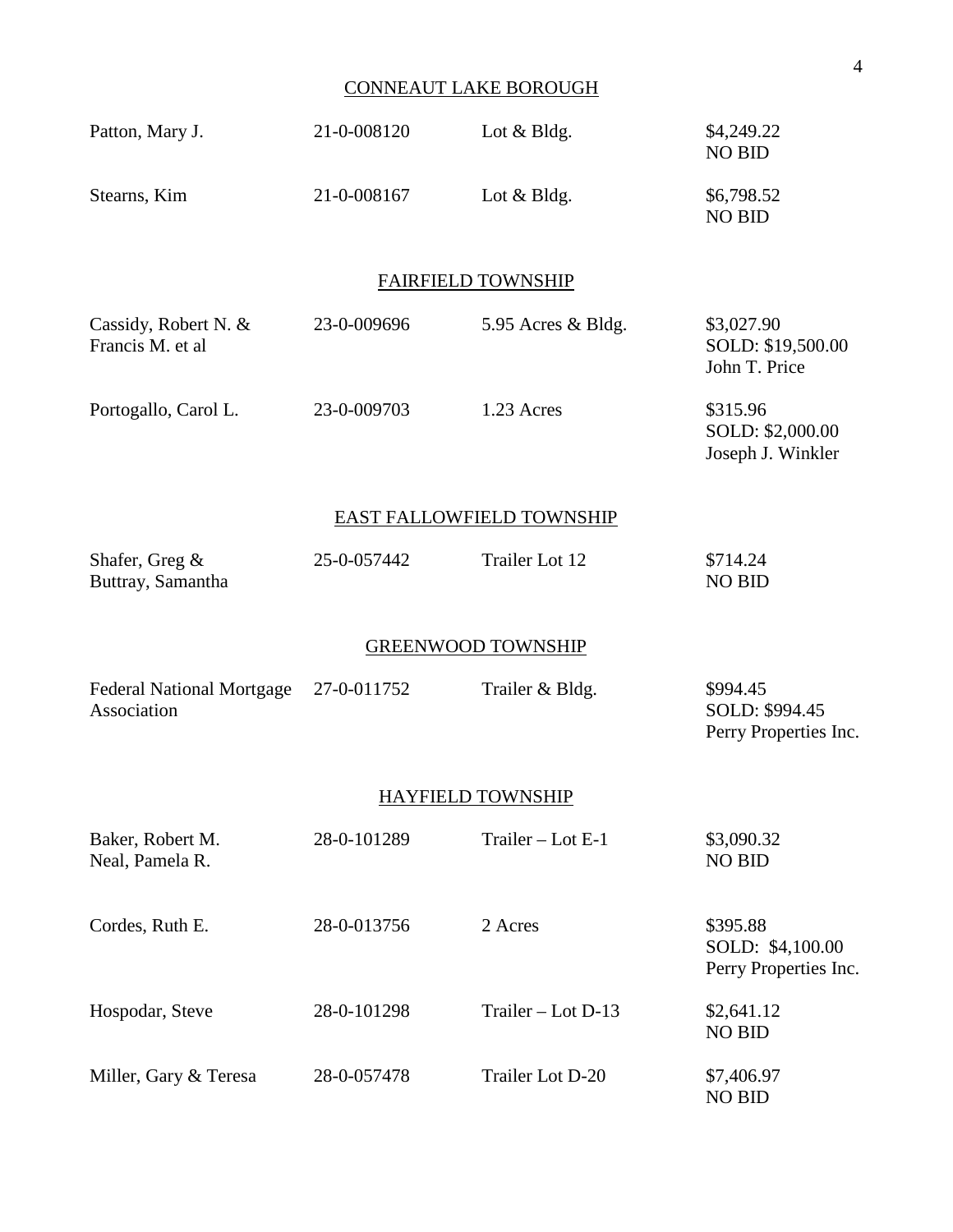## CONNEAUT LAKE BOROUGH

| | | | |
|---|---|---|---|
| Patton, Mary J. | 21-0-008120 | Lot & Bldg. | $4,249.22<br>NO BID |
| Stearns, Kim | 21-0-008167 | Lot & Bldg. | $6,798.52<br>NO BID |

## FAIRFIELD TOWNSHIP

| | | | |
|---|---|---|---|
| Cassidy, Robert N. & Francis M. et al | 23-0-009696 | 5.95 Acres & Bldg. | $3,027.90<br>SOLD: $19,500.00<br>John T. Price |
| Portogallo, Carol L. | 23-0-009703 | 1.23 Acres | $315.96<br>SOLD: $2,000.00<br>Joseph J. Winkler |

## EAST FALLOWFIELD TOWNSHIP

| | | | |
|---|---|---|---|
| Shafer, Greg & Buttray, Samantha | 25-0-057442 | Trailer Lot 12 | $714.24<br>NO BID |

## GREENWOOD TOWNSHIP

| | | | |
|---|---|---|---|
| Federal National Mortgage Association | 27-0-011752 | Trailer & Bldg. | $994.45<br>SOLD: $994.45<br>Perry Properties Inc. |

## HAYFIELD TOWNSHIP

| | | | |
|---|---|---|---|
| Baker, Robert M.<br>Neal, Pamela R. | 28-0-101289 | Trailer – Lot E-1 | $3,090.32<br>NO BID |
| Cordes, Ruth E. | 28-0-013756 | 2 Acres | $395.88<br>SOLD: $4,100.00<br>Perry Properties Inc. |
| Hospodar, Steve | 28-0-101298 | Trailer – Lot D-13 | $2,641.12<br>NO BID |
| Miller, Gary & Teresa | 28-0-057478 | Trailer Lot D-20 | $7,406.97<br>NO BID |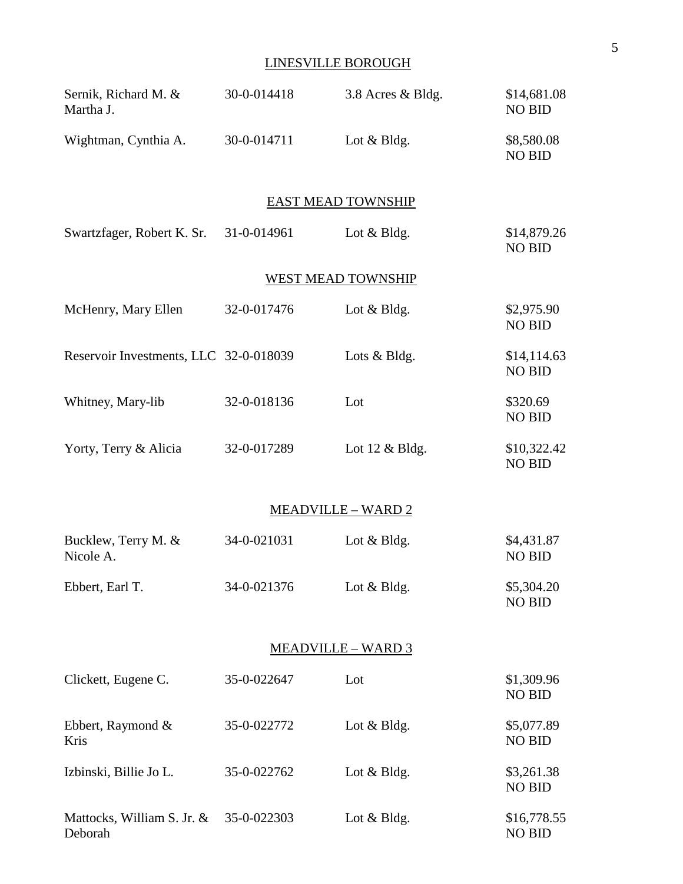## LINESVILLE BOROUGH

| | | | |
|---|---|---|---|
| Sernik, Richard M. & Martha J. | 30-0-014418 | 3.8 Acres & Bldg. | $14,681.08 NO BID |
| Wightman, Cynthia A. | 30-0-014711 | Lot & Bldg. | $8,580.08 NO BID |

## EAST MEAD TOWNSHIP

| | | | |
|---|---|---|---|
| Swartzfager, Robert K. Sr. | 31-0-014961 | Lot & Bldg. | $14,879.26 NO BID |

## WEST MEAD TOWNSHIP

| | | | |
|---|---|---|---|
| McHenry, Mary Ellen | 32-0-017476 | Lot & Bldg. | $2,975.90 NO BID |
| Reservoir Investments, LLC | 32-0-018039 | Lots & Bldg. | $14,114.63 NO BID |
| Whitney, Mary-lib | 32-0-018136 | Lot | $320.69 NO BID |
| Yorty, Terry & Alicia | 32-0-017289 | Lot 12 & Bldg. | $10,322.42 NO BID |

## MEADVILLE – WARD 2

| | | | |
|---|---|---|---|
| Bucklew, Terry M. & Nicole A. | 34-0-021031 | Lot & Bldg. | $4,431.87 NO BID |
| Ebbert, Earl T. | 34-0-021376 | Lot & Bldg. | $5,304.20 NO BID |

## MEADVILLE – WARD 3

| | | | |
|---|---|---|---|
| Clickett, Eugene C. | 35-0-022647 | Lot | $1,309.96 NO BID |
| Ebbert, Raymond & Kris | 35-0-022772 | Lot & Bldg. | $5,077.89 NO BID |
| Izbinski, Billie Jo L. | 35-0-022762 | Lot & Bldg. | $3,261.38 NO BID |
| Mattocks, William S. Jr. & Deborah | 35-0-022303 | Lot & Bldg. | $16,778.55 NO BID |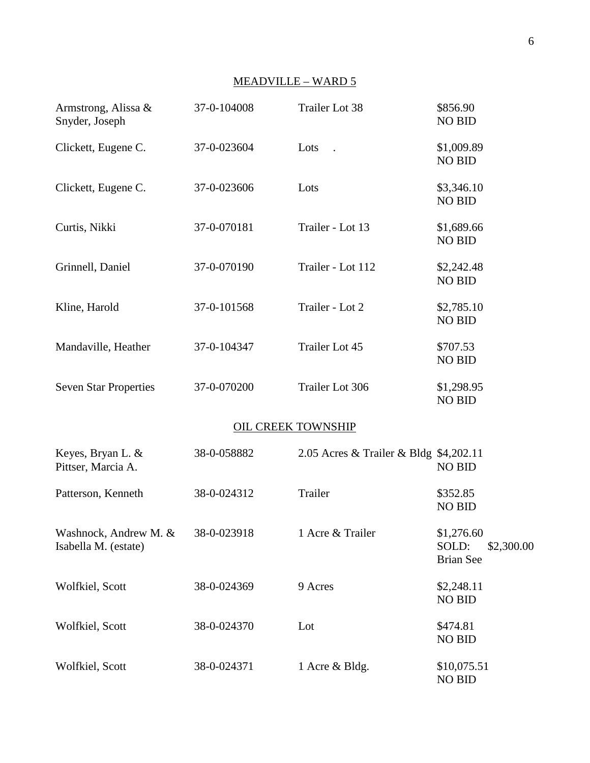## MEADVILLE – WARD 5

| Owner | Parcel | Description | Amount / Result |
|---|---|---|---|
| Armstrong, Alissa & Snyder, Joseph | 37-0-104008 | Trailer Lot 38 | $856.90 NO BID |
| Clickett, Eugene C. | 37-0-023604 | Lots . | $1,009.89 NO BID |
| Clickett, Eugene C. | 37-0-023606 | Lots | $3,346.10 NO BID |
| Curtis, Nikki | 37-0-070181 | Trailer - Lot 13 | $1,689.66 NO BID |
| Grinnell, Daniel | 37-0-070190 | Trailer - Lot 112 | $2,242.48 NO BID |
| Kline, Harold | 37-0-101568 | Trailer - Lot 2 | $2,785.10 NO BID |
| Mandaville, Heather | 37-0-104347 | Trailer Lot 45 | $707.53 NO BID |
| Seven Star Properties | 37-0-070200 | Trailer Lot 306 | $1,298.95 NO BID |

## OIL CREEK TOWNSHIP

| Owner | Parcel | Description | Amount / Result |
|---|---|---|---|
| Keyes, Bryan L. & Pittser, Marcia A. | 38-0-058882 | 2.05 Acres & Trailer & Bldg | $4,202.11 NO BID |
| Patterson, Kenneth | 38-0-024312 | Trailer | $352.85 NO BID |
| Washnock, Andrew M. & Isabella M. (estate) | 38-0-023918 | 1 Acre & Trailer | $1,276.60 SOLD: $2,300.00 Brian See |
| Wolfkiel, Scott | 38-0-024369 | 9 Acres | $2,248.11 NO BID |
| Wolfkiel, Scott | 38-0-024370 | Lot | $474.81 NO BID |
| Wolfkiel, Scott | 38-0-024371 | 1 Acre & Bldg. | $10,075.51 NO BID |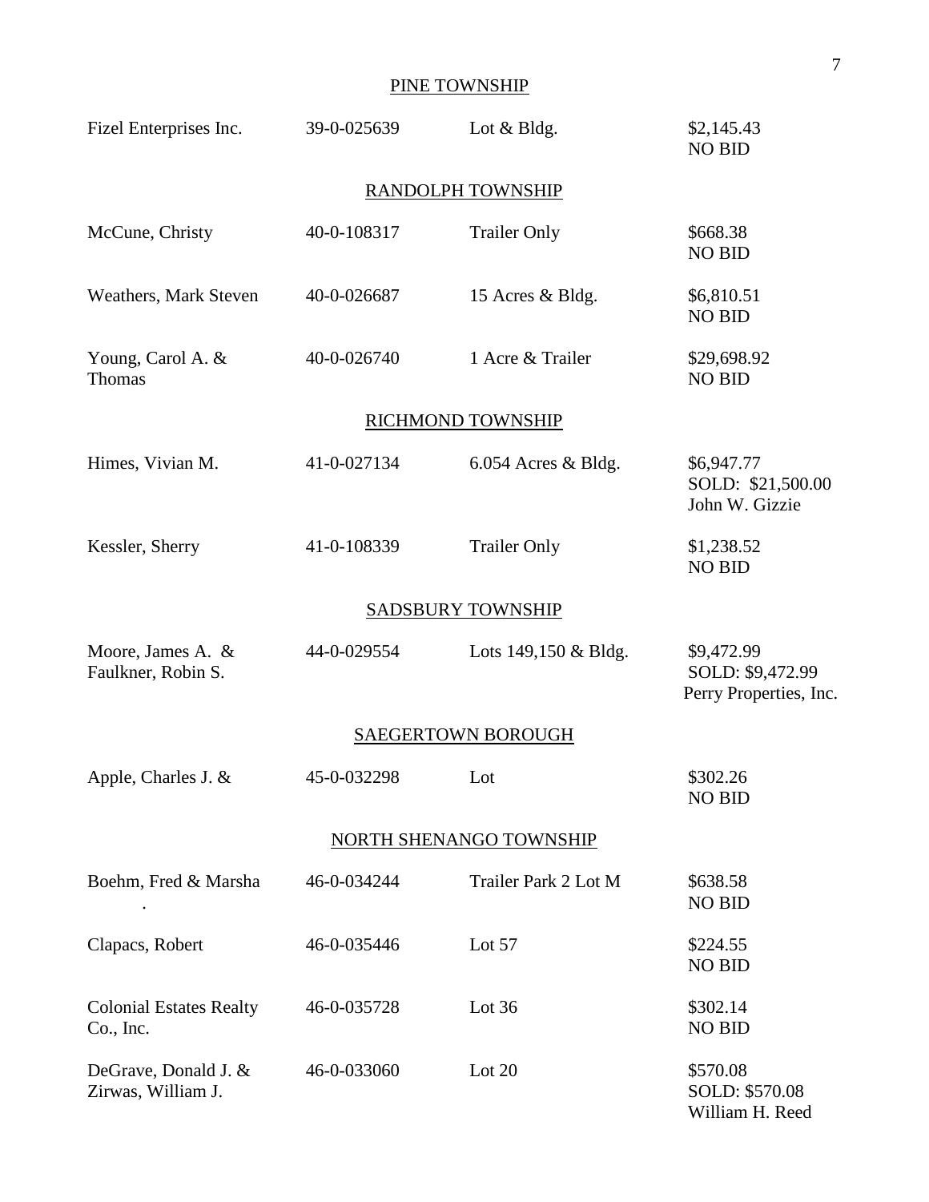## PINE TOWNSHIP

| | | | |
|---|---|---|---|
| Fizel Enterprises Inc. | 39-0-025639 | Lot & Bldg. | $2,145.43<br>NO BID |

## RANDOLPH TOWNSHIP

| | | | |
|---|---|---|---|
| McCune, Christy | 40-0-108317 | Trailer Only | $668.38<br>NO BID |
| Weathers, Mark Steven | 40-0-026687 | 15 Acres & Bldg. | $6,810.51<br>NO BID |
| Young, Carol A. & Thomas | 40-0-026740 | 1 Acre & Trailer | $29,698.92<br>NO BID |

## RICHMOND TOWNSHIP

| | | | |
|---|---|---|---|
| Himes, Vivian M. | 41-0-027134 | 6.054 Acres & Bldg. | $6,947.77<br>SOLD: $21,500.00<br>John W. Gizzie |
| Kessler, Sherry | 41-0-108339 | Trailer Only | $1,238.52<br>NO BID |

## SADSBURY TOWNSHIP

| | | | |
|---|---|---|---|
| Moore, James A. & Faulkner, Robin S. | 44-0-029554 | Lots 149,150 & Bldg. | $9,472.99<br>SOLD: $9,472.99<br>Perry Properties, Inc. |

## SAEGERTOWN BOROUGH

| | | | |
|---|---|---|---|
| Apple, Charles J. & | 45-0-032298 | Lot | $302.26<br>NO BID |

## NORTH SHENANGO TOWNSHIP

| | | | |
|---|---|---|---|
| Boehm, Fred & Marsha<br>. | 46-0-034244 | Trailer Park 2 Lot M | $638.58<br>NO BID |
| Clapacs, Robert | 46-0-035446 | Lot 57 | $224.55<br>NO BID |
| Colonial Estates Realty Co., Inc. | 46-0-035728 | Lot 36 | $302.14<br>NO BID |
| DeGrave, Donald J. & Zirwas, William J. | 46-0-033060 | Lot 20 | $570.08<br>SOLD: $570.08<br>William H. Reed |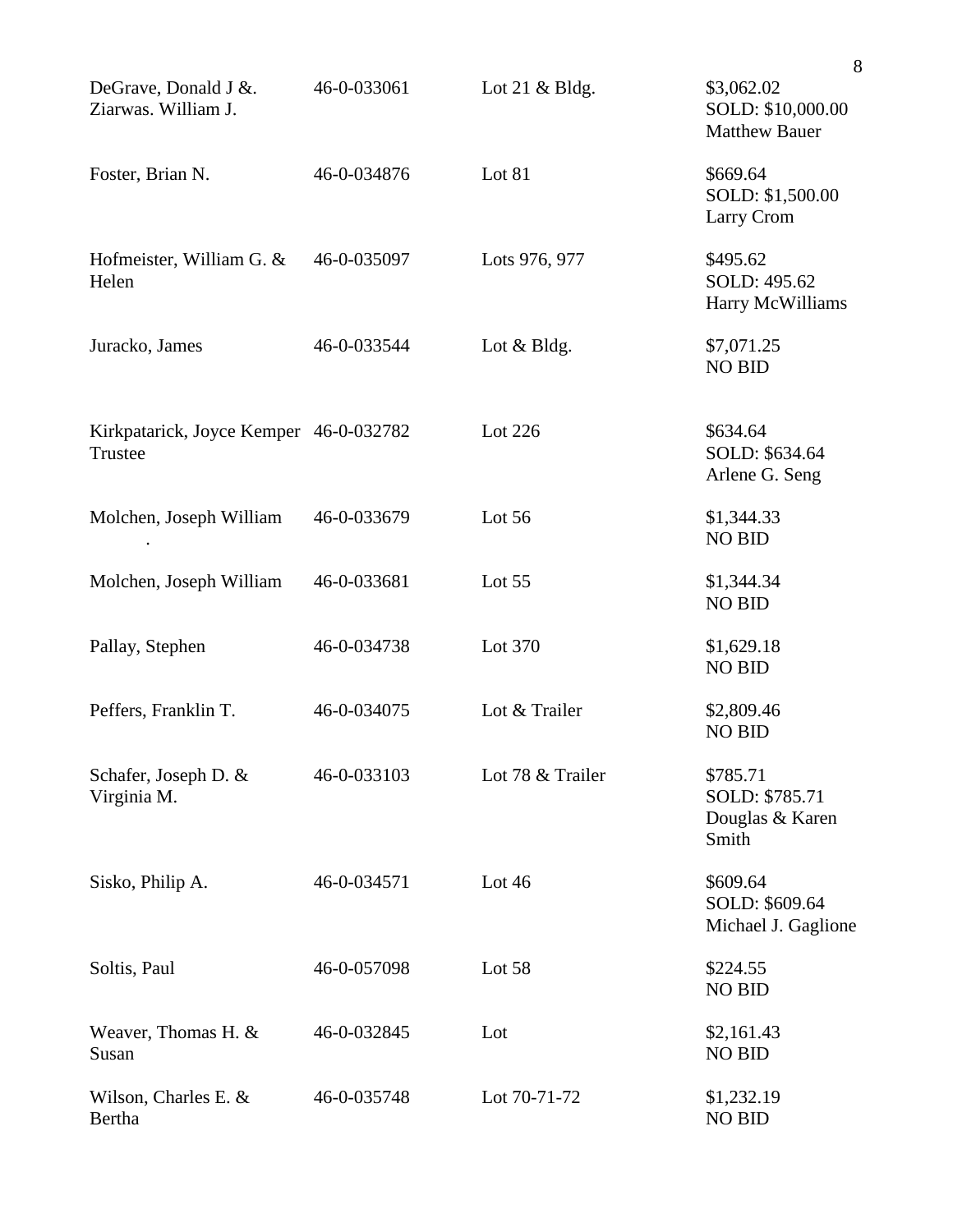| | | | |
|---|---|---|---|
| DeGrave, Donald J &. Ziarwas. William J. | 46-0-033061 | Lot 21 & Bldg. | $3,062.02<br>SOLD: $10,000.00<br>Matthew Bauer |
| Foster, Brian N. | 46-0-034876 | Lot 81 | $669.64<br>SOLD: $1,500.00<br>Larry Crom |
| Hofmeister, William G. & Helen | 46-0-035097 | Lots 976, 977 | $495.62<br>SOLD: 495.62<br>Harry McWilliams |
| Juracko, James | 46-0-033544 | Lot & Bldg. | $7,071.25<br>NO BID |
| Kirkpatarick, Joyce Kemper Trustee | 46-0-032782 | Lot 226 | $634.64<br>SOLD: $634.64<br>Arlene G. Seng |
| Molchen, Joseph William . | 46-0-033679 | Lot 56 | $1,344.33<br>NO BID |
| Molchen, Joseph William | 46-0-033681 | Lot 55 | $1,344.34<br>NO BID |
| Pallay, Stephen | 46-0-034738 | Lot 370 | $1,629.18<br>NO BID |
| Peffers, Franklin T. | 46-0-034075 | Lot & Trailer | $2,809.46<br>NO BID |
| Schafer, Joseph D. & Virginia M. | 46-0-033103 | Lot 78 & Trailer | $785.71<br>SOLD: $785.71<br>Douglas & Karen Smith |
| Sisko, Philip A. | 46-0-034571 | Lot 46 | $609.64<br>SOLD: $609.64<br>Michael J. Gaglione |
| Soltis, Paul | 46-0-057098 | Lot 58 | $224.55<br>NO BID |
| Weaver, Thomas H. & Susan | 46-0-032845 | Lot | $2,161.43<br>NO BID |
| Wilson, Charles E. & Bertha | 46-0-035748 | Lot 70-71-72 | $1,232.19<br>NO BID |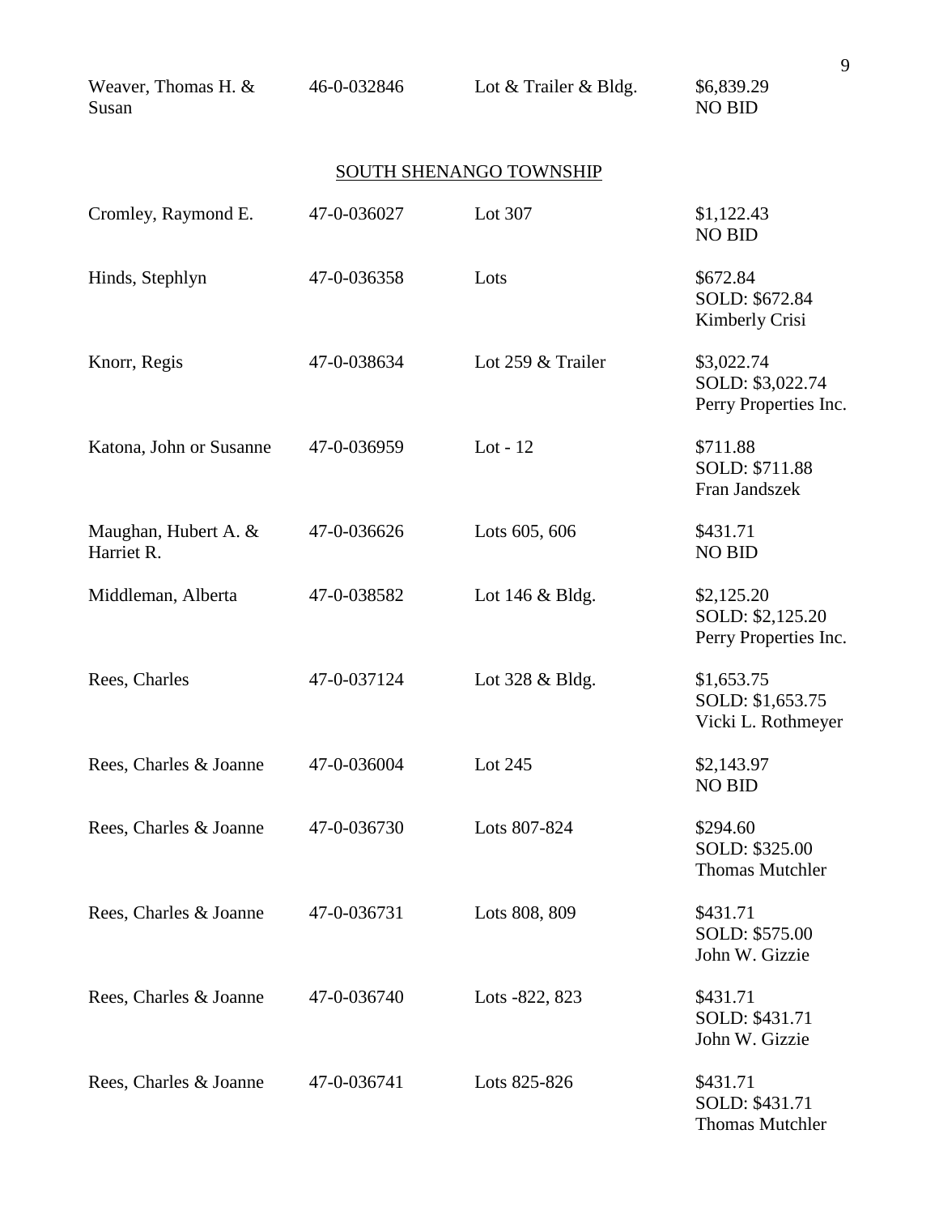| | | | |
|---|---|---|---|
| Weaver, Thomas H. & Susan | 46-0-032846 | Lot & Trailer & Bldg. | $6,839.29<br>NO BID |

## SOUTH SHENANGO TOWNSHIP

| | | | |
|---|---|---|---|
| Cromley, Raymond E. | 47-0-036027 | Lot 307 | $1,122.43<br>NO BID |
| Hinds, Stephlyn | 47-0-036358 | Lots | $672.84<br>SOLD: $672.84<br>Kimberly Crisi |
| Knorr, Regis | 47-0-038634 | Lot 259 & Trailer | $3,022.74<br>SOLD: $3,022.74<br>Perry Properties Inc. |
| Katona, John or Susanne | 47-0-036959 | Lot - 12 | $711.88<br>SOLD: $711.88<br>Fran Jandszek |
| Maughan, Hubert A. & Harriet R. | 47-0-036626 | Lots 605, 606 | $431.71<br>NO BID |
| Middleman, Alberta | 47-0-038582 | Lot 146 & Bldg. | $2,125.20<br>SOLD: $2,125.20<br>Perry Properties Inc. |
| Rees, Charles | 47-0-037124 | Lot 328 & Bldg. | $1,653.75<br>SOLD: $1,653.75<br>Vicki L. Rothmeyer |
| Rees, Charles & Joanne | 47-0-036004 | Lot 245 | $2,143.97<br>NO BID |
| Rees, Charles & Joanne | 47-0-036730 | Lots 807-824 | $294.60<br>SOLD: $325.00<br>Thomas Mutchler |
| Rees, Charles & Joanne | 47-0-036731 | Lots 808, 809 | $431.71<br>SOLD: $575.00<br>John W. Gizzie |
| Rees, Charles & Joanne | 47-0-036740 | Lots -822, 823 | $431.71<br>SOLD: $431.71<br>John W. Gizzie |
| Rees, Charles & Joanne | 47-0-036741 | Lots 825-826 | $431.71<br>SOLD: $431.71<br>Thomas Mutchler |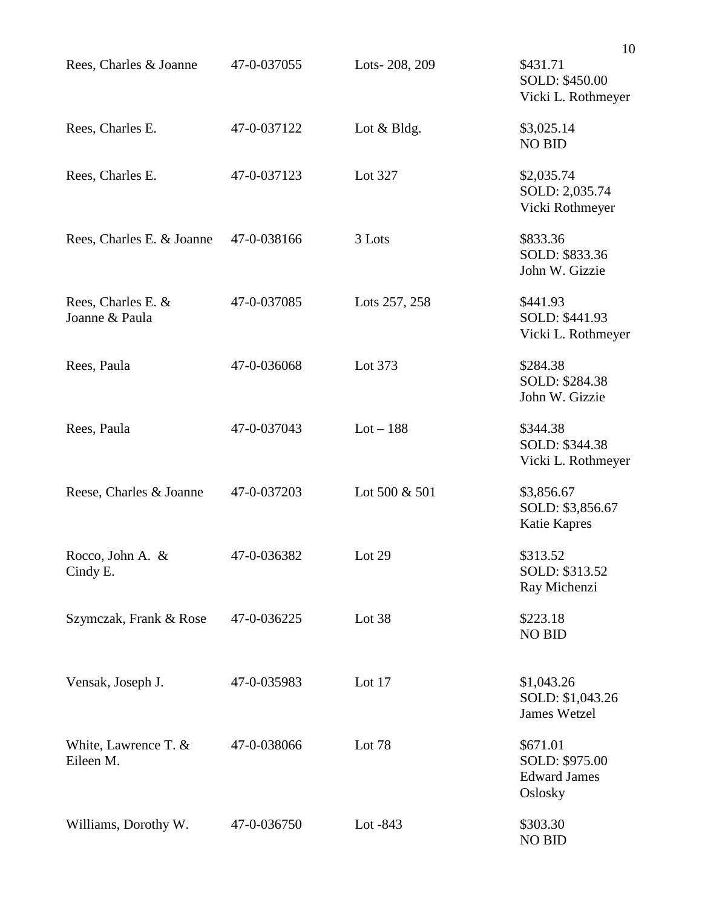| | | | |
|---|---|---|---|
| Rees, Charles & Joanne | 47-0-037055 | Lots- 208, 209 | \$431.71<br>SOLD: \$450.00<br>Vicki L. Rothmeyer |
| Rees, Charles E. | 47-0-037122 | Lot & Bldg. | \$3,025.14<br>NO BID |
| Rees, Charles E. | 47-0-037123 | Lot 327 | \$2,035.74<br>SOLD: 2,035.74<br>Vicki Rothmeyer |
| Rees, Charles E. & Joanne | 47-0-038166 | 3 Lots | \$833.36<br>SOLD: \$833.36<br>John W. Gizzie |
| Rees, Charles E. & Joanne & Paula | 47-0-037085 | Lots 257, 258 | \$441.93<br>SOLD: \$441.93<br>Vicki L. Rothmeyer |
| Rees, Paula | 47-0-036068 | Lot 373 | \$284.38<br>SOLD: \$284.38<br>John W. Gizzie |
| Rees, Paula | 47-0-037043 | Lot – 188 | \$344.38<br>SOLD: \$344.38<br>Vicki L. Rothmeyer |
| Reese, Charles & Joanne | 47-0-037203 | Lot 500 & 501 | \$3,856.67<br>SOLD: \$3,856.67<br>Katie Kapres |
| Rocco, John A. & Cindy E. | 47-0-036382 | Lot 29 | \$313.52<br>SOLD: \$313.52<br>Ray Michenzi |
| Szymczak, Frank & Rose | 47-0-036225 | Lot 38 | \$223.18<br>NO BID |
| Vensak, Joseph J. | 47-0-035983 | Lot 17 | \$1,043.26<br>SOLD: \$1,043.26<br>James Wetzel |
| White, Lawrence T. & Eileen M. | 47-0-038066 | Lot 78 | \$671.01<br>SOLD: \$975.00<br>Edward James Oslosky |
| Williams, Dorothy W. | 47-0-036750 | Lot -843 | \$303.30<br>NO BID |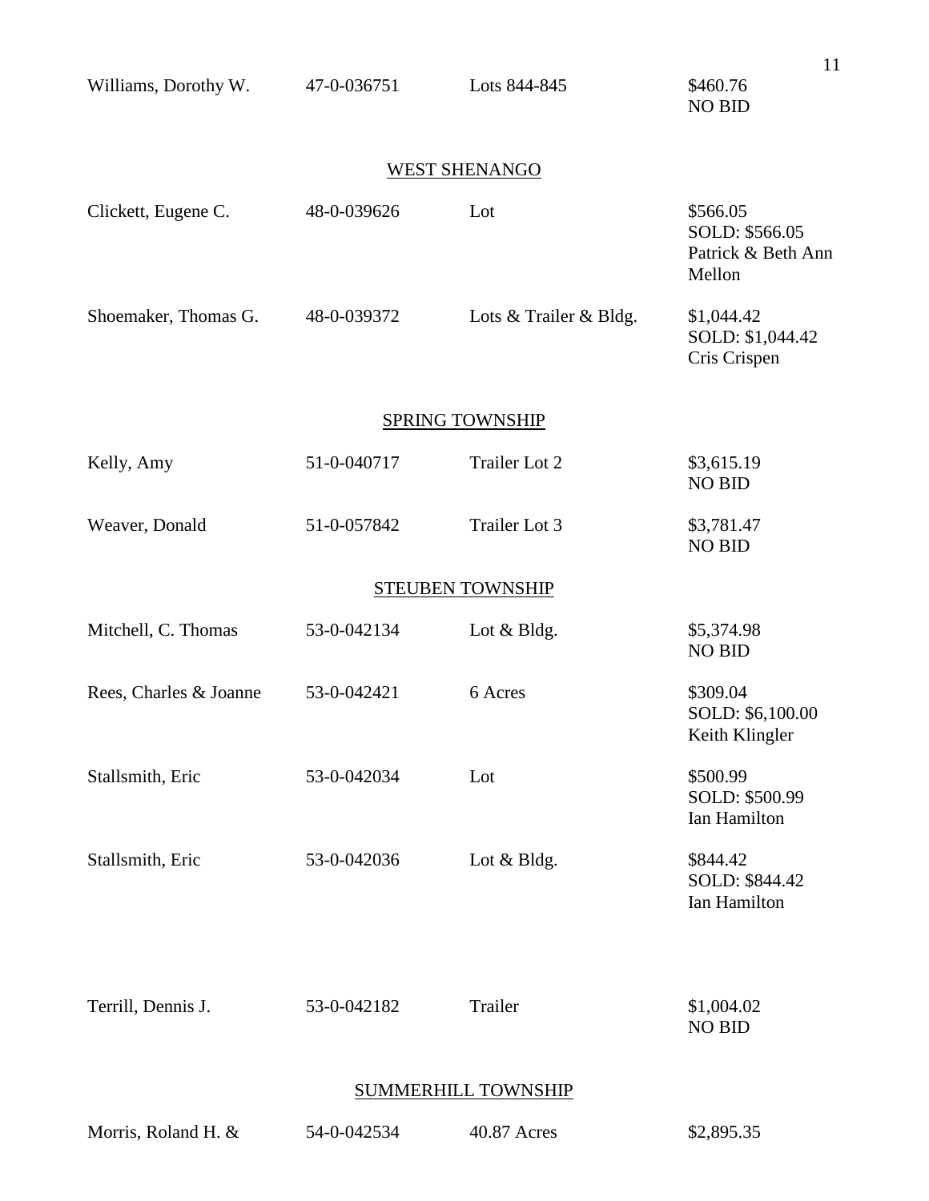| | | | |
|---|---|---|---|
| Williams, Dorothy W. | 47-0-036751 | Lots 844-845 | $460.76<br>NO BID |

## WEST SHENANGO

| | | | |
|---|---|---|---|
| Clickett, Eugene C. | 48-0-039626 | Lot | $566.05<br>SOLD: $566.05<br>Patrick & Beth Ann Mellon |
| Shoemaker, Thomas G. | 48-0-039372 | Lots & Trailer & Bldg. | $1,044.42<br>SOLD: $1,044.42<br>Cris Crispen |

## SPRING TOWNSHIP

| | | | |
|---|---|---|---|
| Kelly, Amy | 51-0-040717 | Trailer Lot 2 | $3,615.19<br>NO BID |
| Weaver, Donald | 51-0-057842 | Trailer Lot 3 | $3,781.47<br>NO BID |

## STEUBEN TOWNSHIP

| | | | |
|---|---|---|---|
| Mitchell, C. Thomas | 53-0-042134 | Lot & Bldg. | $5,374.98<br>NO BID |
| Rees, Charles & Joanne | 53-0-042421 | 6 Acres | $309.04<br>SOLD: $6,100.00<br>Keith Klingler |
| Stallsmith, Eric | 53-0-042034 | Lot | $500.99<br>SOLD: $500.99<br>Ian Hamilton |
| Stallsmith, Eric | 53-0-042036 | Lot & Bldg. | $844.42<br>SOLD: $844.42<br>Ian Hamilton |
| Terrill, Dennis J. | 53-0-042182 | Trailer | $1,004.02<br>NO BID |

## SUMMERHILL TOWNSHIP

| | | | |
|---|---|---|---|
| Morris, Roland H. & | 54-0-042534 | 40.87 Acres | $2,895.35 |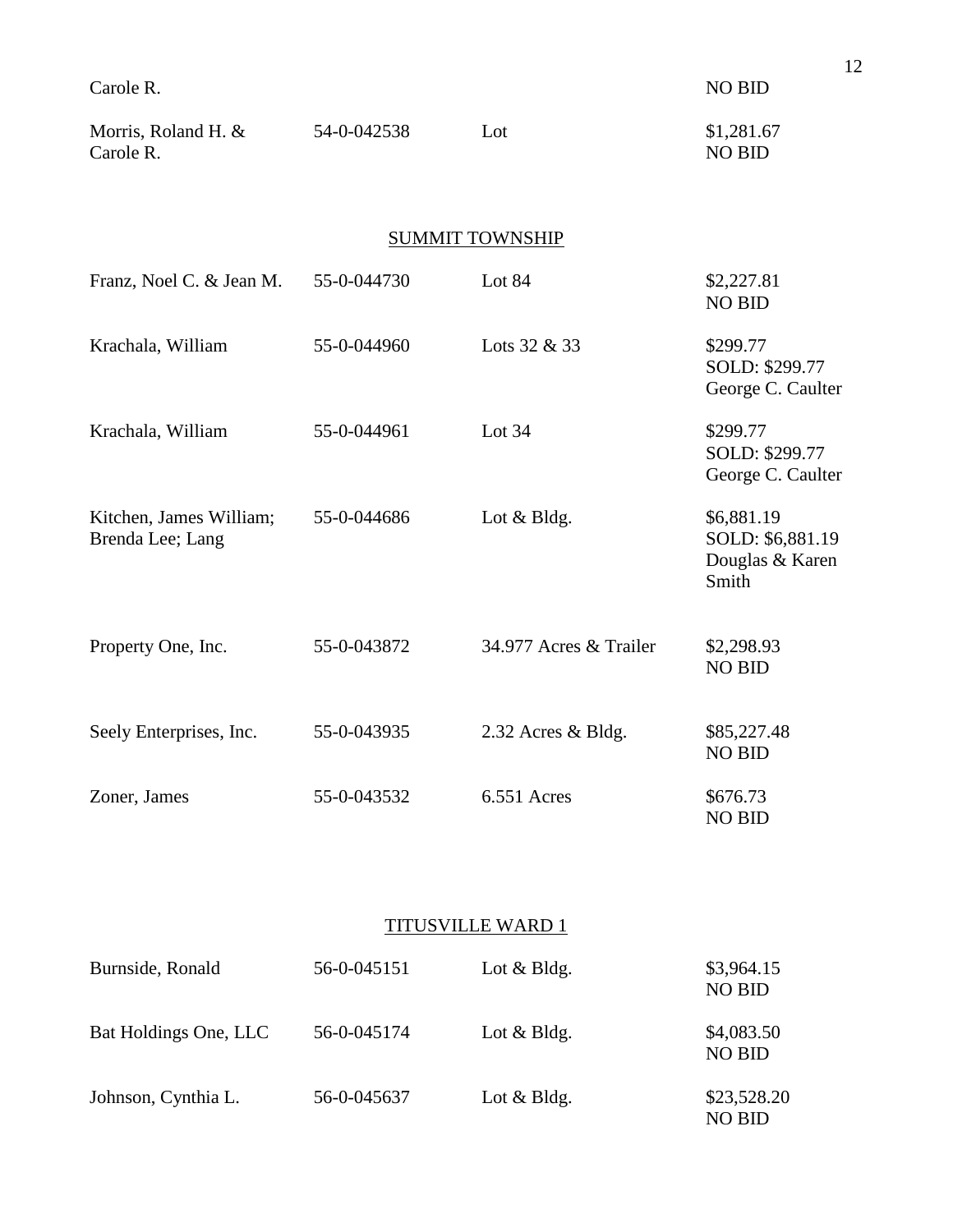| | | | |
|---|---|---|---|
| Carole R. | | | NO BID |
| Morris, Roland H. & Carole R. | 54-0-042538 | Lot | $1,281.67 NO BID |

## SUMMIT TOWNSHIP

| | | | |
|---|---|---|---|
| Franz, Noel C. & Jean M. | 55-0-044730 | Lot 84 | $2,227.81 NO BID |
| Krachala, William | 55-0-044960 | Lots 32 & 33 | $299.77 SOLD: $299.77 George C. Caulter |
| Krachala, William | 55-0-044961 | Lot 34 | $299.77 SOLD: $299.77 George C. Caulter |
| Kitchen, James William; Brenda Lee; Lang | 55-0-044686 | Lot & Bldg. | $6,881.19 SOLD: $6,881.19 Douglas & Karen Smith |
| Property One, Inc. | 55-0-043872 | 34.977 Acres & Trailer | $2,298.93 NO BID |
| Seely Enterprises, Inc. | 55-0-043935 | 2.32 Acres & Bldg. | $85,227.48 NO BID |
| Zoner, James | 55-0-043532 | 6.551 Acres | $676.73 NO BID |

## TITUSVILLE WARD 1

| | | | |
|---|---|---|---|
| Burnside, Ronald | 56-0-045151 | Lot & Bldg. | $3,964.15 NO BID |
| Bat Holdings One, LLC | 56-0-045174 | Lot & Bldg. | $4,083.50 NO BID |
| Johnson, Cynthia L. | 56-0-045637 | Lot & Bldg. | $23,528.20 NO BID |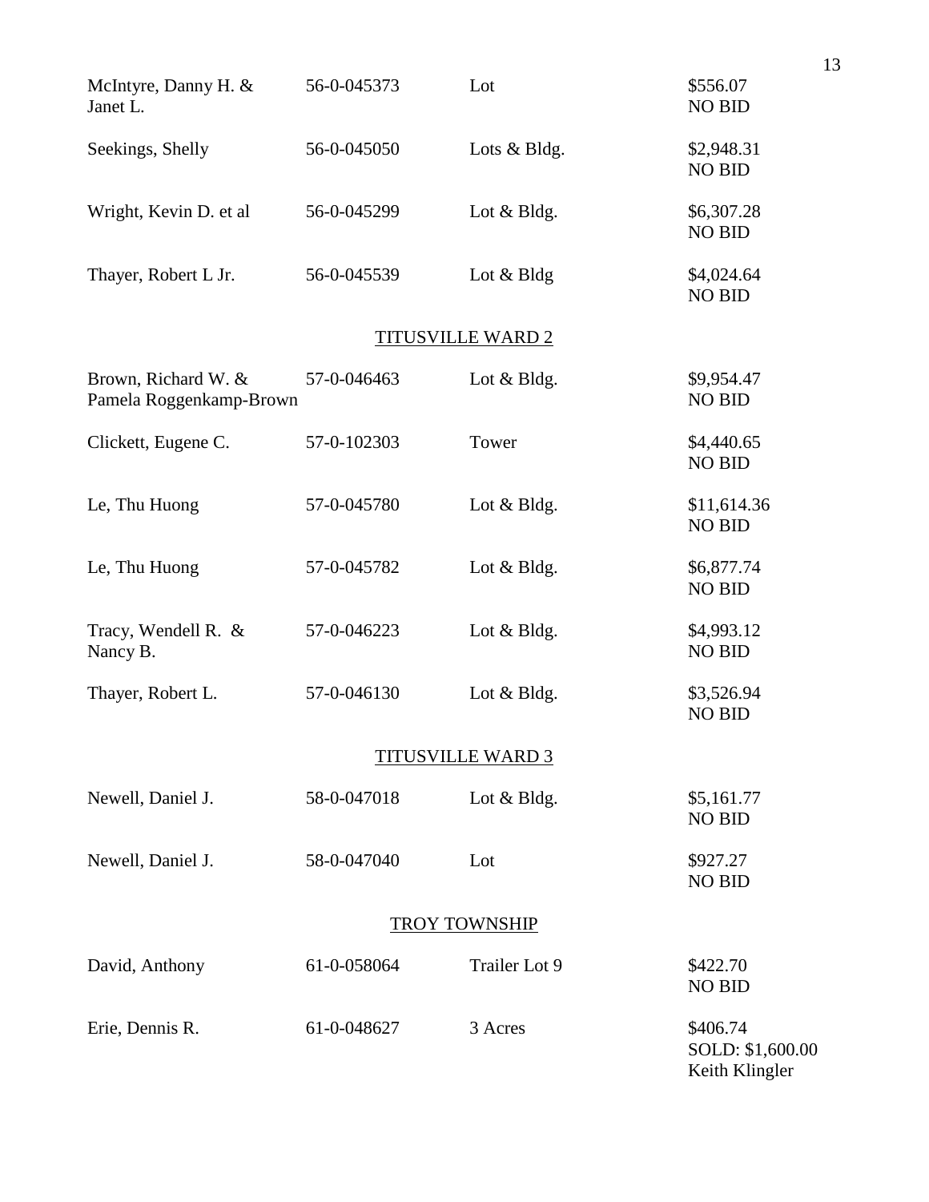| | | | |
|---|---|---|---|
| McIntyre, Danny H. & Janet L. | 56-0-045373 | Lot | $556.07 NO BID |
| Seekings, Shelly | 56-0-045050 | Lots & Bldg. | $2,948.31 NO BID |
| Wright, Kevin D. et al | 56-0-045299 | Lot & Bldg. | $6,307.28 NO BID |
| Thayer, Robert L Jr. | 56-0-045539 | Lot & Bldg | $4,024.64 NO BID |

## TITUSVILLE WARD 2

| | | | |
|---|---|---|---|
| Brown, Richard W. & Pamela Roggenkamp-Brown | 57-0-046463 | Lot & Bldg. | $9,954.47 NO BID |
| Clickett, Eugene C. | 57-0-102303 | Tower | $4,440.65 NO BID |
| Le, Thu Huong | 57-0-045780 | Lot & Bldg. | $11,614.36 NO BID |
| Le, Thu Huong | 57-0-045782 | Lot & Bldg. | $6,877.74 NO BID |
| Tracy, Wendell R. & Nancy B. | 57-0-046223 | Lot & Bldg. | $4,993.12 NO BID |
| Thayer, Robert L. | 57-0-046130 | Lot & Bldg. | $3,526.94 NO BID |

## TITUSVILLE WARD 3

| | | | |
|---|---|---|---|
| Newell, Daniel J. | 58-0-047018 | Lot & Bldg. | $5,161.77 NO BID |
| Newell, Daniel J. | 58-0-047040 | Lot | $927.27 NO BID |

## TROY TOWNSHIP

| | | | |
|---|---|---|---|
| David, Anthony | 61-0-058064 | Trailer Lot 9 | $422.70 NO BID |
| Erie, Dennis R. | 61-0-048627 | 3 Acres | $406.74 SOLD: $1,600.00 Keith Klingler |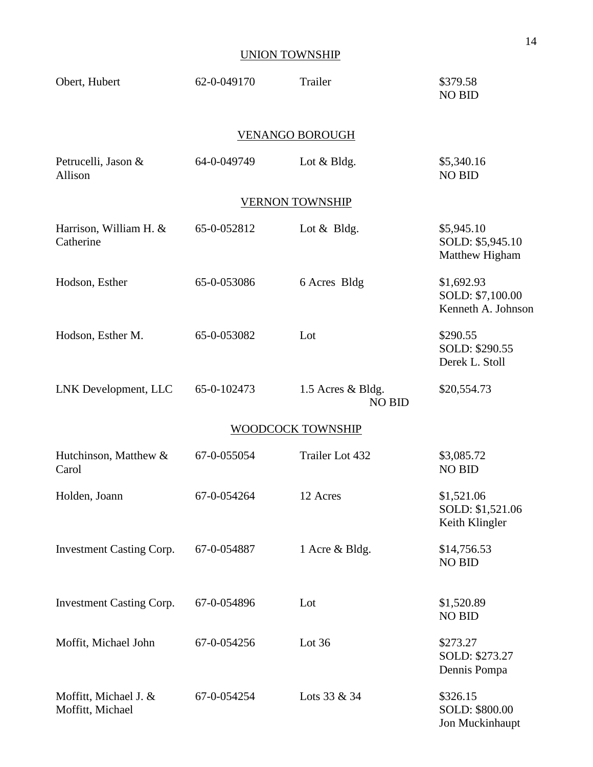## UNION TOWNSHIP

| | | | |
|---|---|---|---|
| Obert, Hubert | 62-0-049170 | Trailer | $379.58<br>NO BID |

## VENANGO BOROUGH

| | | | |
|---|---|---|---|
| Petrucelli, Jason & Allison | 64-0-049749 | Lot & Bldg. | $5,340.16<br>NO BID |

## VERNON TOWNSHIP

| | | | |
|---|---|---|---|
| Harrison, William H. & Catherine | 65-0-052812 | Lot & Bldg. | $5,945.10<br>SOLD: $5,945.10<br>Matthew Higham |
| Hodson, Esther | 65-0-053086 | 6 Acres Bldg | $1,692.93<br>SOLD: $7,100.00<br>Kenneth A. Johnson |
| Hodson, Esther M. | 65-0-053082 | Lot | $290.55<br>SOLD: $290.55<br>Derek L. Stoll |
| LNK Development, LLC | 65-0-102473 | 1.5 Acres & Bldg.<br>NO BID | $20,554.73 |

## WOODCOCK TOWNSHIP

| | | | |
|---|---|---|---|
| Hutchinson, Matthew & Carol | 67-0-055054 | Trailer Lot 432 | $3,085.72<br>NO BID |
| Holden, Joann | 67-0-054264 | 12 Acres | $1,521.06<br>SOLD: $1,521.06<br>Keith Klingler |
| Investment Casting Corp. | 67-0-054887 | 1 Acre & Bldg. | $14,756.53<br>NO BID |
| Investment Casting Corp. | 67-0-054896 | Lot | $1,520.89<br>NO BID |
| Moffit, Michael John | 67-0-054256 | Lot 36 | $273.27<br>SOLD: $273.27<br>Dennis Pompa |
| Moffitt, Michael J. & Moffitt, Michael | 67-0-054254 | Lots 33 & 34 | $326.15<br>SOLD: $800.00<br>Jon Muckinhaupt |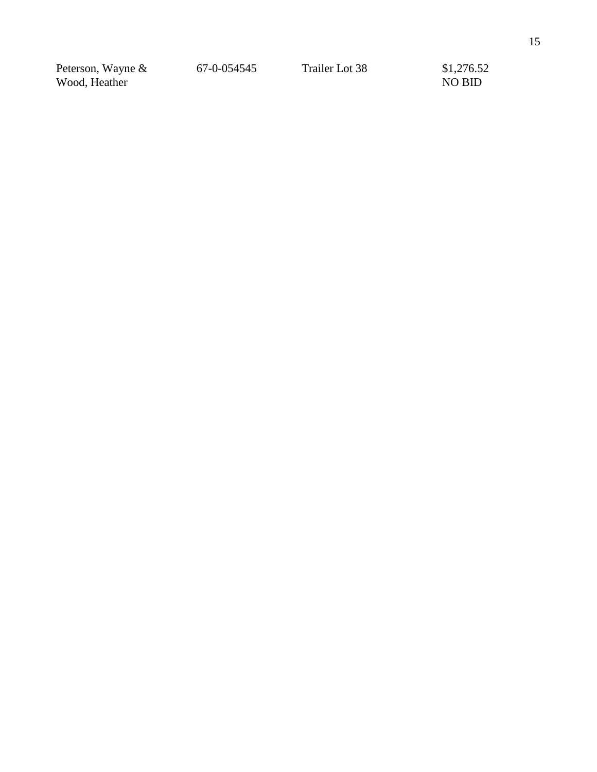| | | | |
|---|---|---|---|
| Peterson, Wayne & Wood, Heather | 67-0-054545 | Trailer Lot 38 | $1,276.52 NO BID |